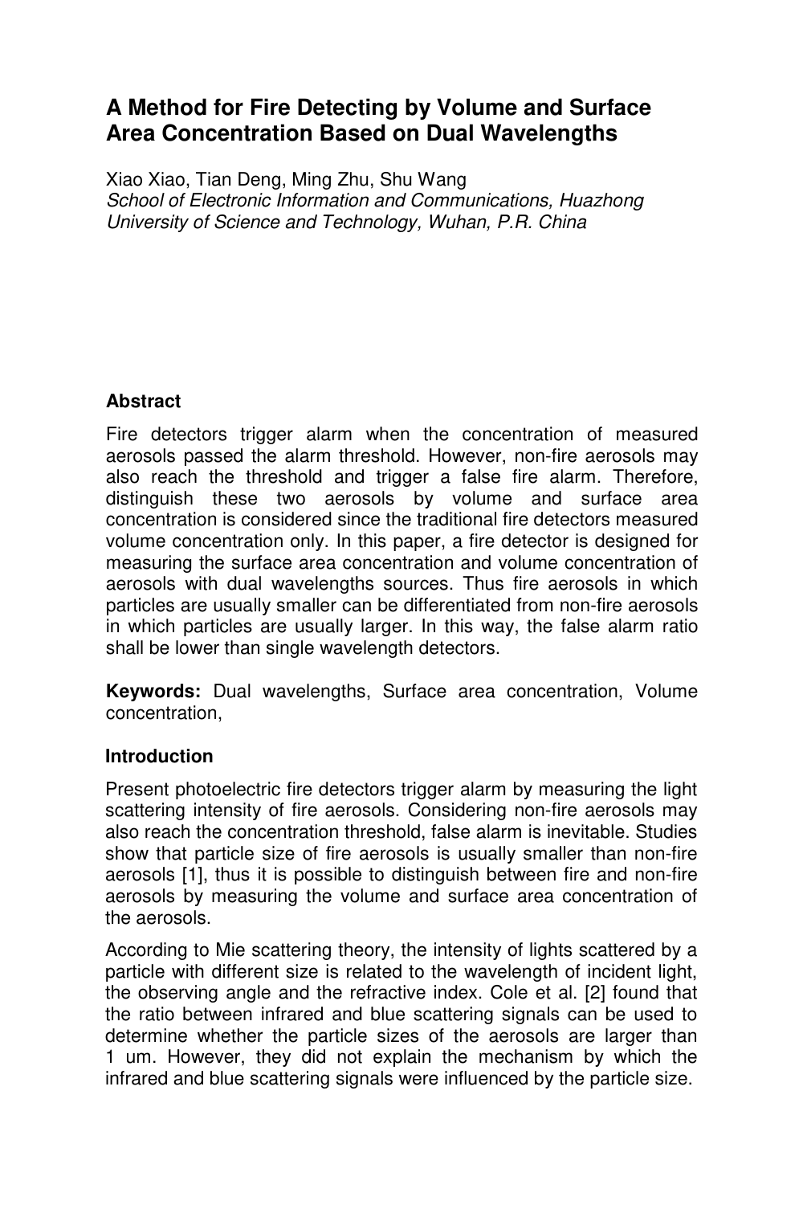# A Method for Fire Detecting by Volume and Surface Area Concentration Based on Dual Wavelengths

Xiao Xiao, Tian Deng, Ming Zhu, Shu Wang

*School of Electronic Information and Communications, Huazhong University of Science and Technology, Wuhan, P.R. China*

## Abstract

Fire detectors trigger alarm when the concentration of measured aerosols passed the alarm threshold. However, non-fire aerosols may also reach the threshold and trigger a false fire alarm. Therefore, distinguish these two aerosols by volume and surface area concentration is considered since the traditional fire detectors measured volume concentration only. In this paper, a fire detector is designed for measuring the surface area concentration and volume concentration of aerosols with dual wavelengths sources. Thus fire aerosols in which particles are usually smaller can be differentiated from non-fire aerosols in which particles are usually larger. In this way, the false alarm ratio shall be lower than single wavelength detectors.

**Keywords:** Dual wavelengths, Surface area concentration, Volume concentration,

## Introduction

Present photoelectric fire detectors trigger alarm by measuring the light scattering intensity of fire aerosols. Considering non-fire aerosols may also reach the concentration threshold, false alarm is inevitable. Studies show that particle size of fire aerosols is usually smaller than non-fire aerosols [1], thus it is possible to distinguish between fire and non-fire aerosols by measuring the volume and surface area concentration of the aerosols.

According to Mie scattering theory, the intensity of lights scattered by a particle with different size is related to the wavelength of incident light, the observing angle and the refractive index. Cole et al. [2] found that the ratio between infrared and blue scattering signals can be used to determine whether the particle sizes of the aerosols are larger than 1 um. However, they did not explain the mechanism by which the infrared and blue scattering signals were influenced by the particle size.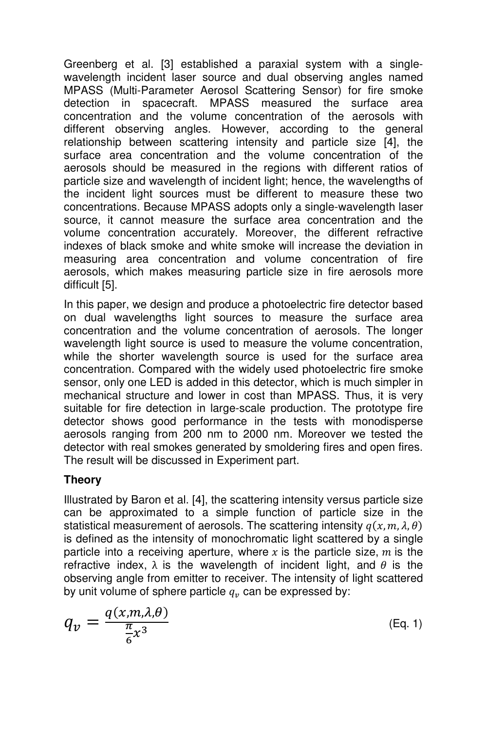Greenberg et al. [3] established a paraxial system with a single-wavelength incident laser source and dual observing angles named MPASS (Multi-Parameter Aerosol Scattering Sensor) for fire smoke detection in spacecraft. MPASS measured the surface area concentration and the volume concentration of the aerosols with different observing angles. However, according to the general relationship between scattering intensity and particle size [4], the surface area concentration and the volume concentration of the aerosols should be measured in the regions with different ratios of particle size and wavelength of incident light; hence, the wavelengths of the incident light sources must be different to measure these two concentrations. Because MPASS adopts only a single-wavelength laser source, it cannot measure the surface area concentration and the volume concentration accurately. Moreover, the different refractive indexes of black smoke and white smoke will increase the deviation in measuring area concentration and volume concentration of fire aerosols, which makes measuring particle size in fire aerosols more difficult [5].

In this paper, we design and produce a photoelectric fire detector based on dual wavelengths light sources to measure the surface area concentration and the volume concentration of aerosols. The longer wavelength light source is used to measure the volume concentration, while the shorter wavelength source is used for the surface area concentration. Compared with the widely used photoelectric fire smoke sensor, only one LED is added in this detector, which is much simpler in mechanical structure and lower in cost than MPASS. Thus, it is very suitable for fire detection in large-scale production. The prototype fire detector shows good performance in the tests with monodisperse aerosols ranging from 200 nm to 2000 nm. Moreover we tested the detector with real smokes generated by smoldering fires and open fires. The result will be discussed in Experiment part.

**Theory**

Illustrated by Baron et al. [4], the scattering intensity versus particle size can be approximated to a simple function of particle size in the statistical measurement of aerosols. The scattering intensity $q(x, m, \lambda, \theta)$ is defined as the intensity of monochromatic light scattered by a single particle into a receiving aperture, where $x$ is the particle size, $m$ is the refractive index, λ is the wavelength of incident light, and $\theta$ is the observing angle from emitter to receiver. The intensity of light scattered by unit volume of sphere particle $q_v$ can be expressed by:

$$q_v = \frac{q(x,m,\lambda,\theta)}{\frac{\pi}{6}x^3} \qquad \text{(Eq. 1)}$$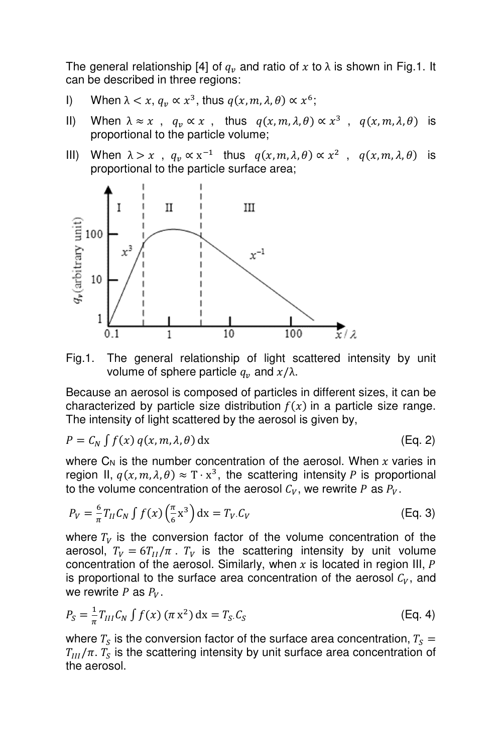The general relationship [4] of $q_v$ and ratio of $x$ to λ is shown in Fig.1. It can be described in three regions:

I) When $\lambda < x$, $q_v \propto x^3$, thus $q(x, m, \lambda, \theta) \propto x^6$;

II) When $\lambda \approx x$, $q_v \propto x$, thus $q(x, m, \lambda, \theta) \propto x^3$, $q(x, m, \lambda, \theta)$ is proportional to the particle volume;

III) When $\lambda > x$, $q_v \propto x^{-1}$ thus $q(x, m, \lambda, \theta) \propto x^2$, $q(x, m, \lambda, \theta)$ is proportional to the particle surface area;

Fig.1. The general relationship of light scattered intensity by unit volume of sphere particle $q_v$ and $x/\lambda$.

Because an aerosol is composed of particles in different sizes, it can be characterized by particle size distribution $f(x)$ in a particle size range. The intensity of light scattered by the aerosol is given by,

$$P = C_N \int f(x)\, q(x, m, \lambda, \theta)\, \mathrm{dx} \tag{Eq. 2}$$

where $C_N$ is the number concentration of the aerosol. When $x$ varies in region II, $q(x, m, \lambda, \theta) \approx \mathrm{T} \cdot \mathrm{x}^3$, the scattering intensity $P$ is proportional to the volume concentration of the aerosol $C_V$, we rewrite $P$ as $P_V$.

$$P_V = \frac{6}{\pi} T_{II} C_N \int f(x) \left(\frac{\pi}{6} \mathrm{x}^3\right) \mathrm{dx} = T_V . C_V \tag{Eq. 3}$$

where $T_V$ is the conversion factor of the volume concentration of the aerosol, $T_V = 6T_{II}/\pi$. $T_V$ is the scattering intensity by unit volume concentration of the aerosol. Similarly, when $x$ is located in region III, $P$ is proportional to the surface area concentration of the aerosol $C_V$, and we rewrite $P$ as $P_V$.

$$P_S = \frac{1}{\pi} T_{III} C_N \int f(x)\, (\pi\, \mathrm{x}^2)\, \mathrm{dx} = T_S . C_S \tag{Eq. 4}$$

where $T_S$ is the conversion factor of the surface area concentration, $T_S = T_{III}/\pi$. $T_S$ is the scattering intensity by unit surface area concentration of the aerosol.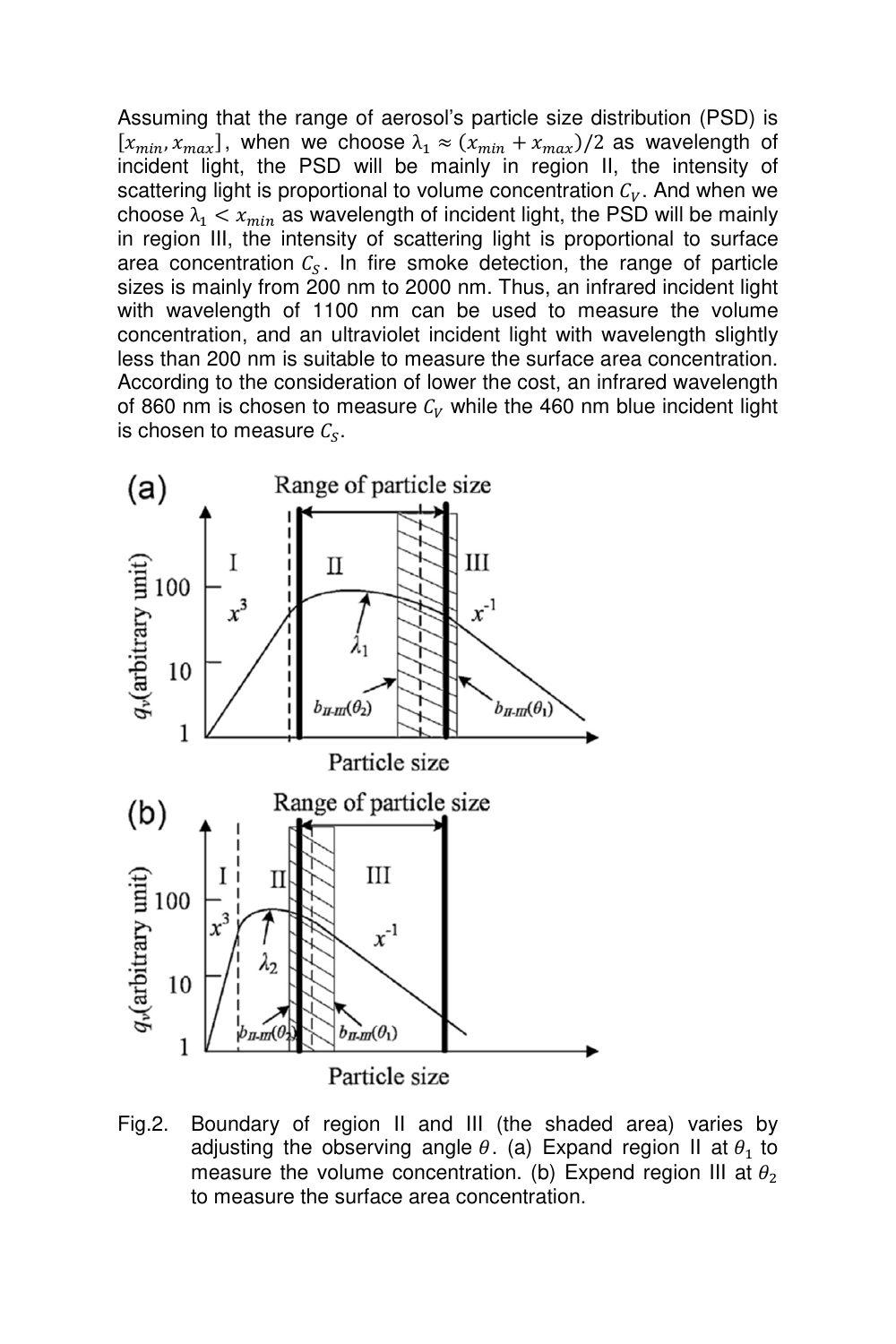Assuming that the range of aerosol's particle size distribution (PSD) is $[x_{min}, x_{max}]$, when we choose $\lambda_1 \approx (x_{min} + x_{max})/2$ as wavelength of incident light, the PSD will be mainly in region II, the intensity of scattering light is proportional to volume concentration $C_V$. And when we choose $\lambda_1 < x_{min}$ as wavelength of incident light, the PSD will be mainly in region III, the intensity of scattering light is proportional to surface area concentration $C_S$. In fire smoke detection, the range of particle sizes is mainly from 200 nm to 2000 nm. Thus, an infrared incident light with wavelength of 1100 nm can be used to measure the volume concentration, and an ultraviolet incident light with wavelength slightly less than 200 nm is suitable to measure the surface area concentration. According to the consideration of lower the cost, an infrared wavelength of 860 nm is chosen to measure $C_V$ while the 460 nm blue incident light is chosen to measure $C_S$.

Fig.2. Boundary of region II and III (the shaded area) varies by adjusting the observing angle $\theta$. (a) Expand region II at $\theta_1$ to measure the volume concentration. (b) Expend region III at $\theta_2$ to measure the surface area concentration.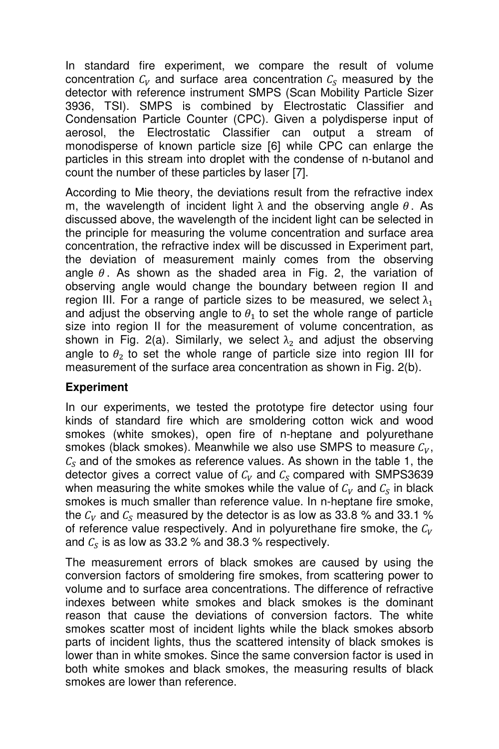In standard fire experiment, we compare the result of volume concentration $C_V$ and surface area concentration $C_S$ measured by the detector with reference instrument SMPS (Scan Mobility Particle Sizer 3936, TSI). SMPS is combined by Electrostatic Classifier and Condensation Particle Counter (CPC). Given a polydisperse input of aerosol, the Electrostatic Classifier can output a stream of monodisperse of known particle size [6] while CPC can enlarge the particles in this stream into droplet with the condense of n-butanol and count the number of these particles by laser [7].

According to Mie theory, the deviations result from the refractive index m, the wavelength of incident light λ and the observing angle $\theta$. As discussed above, the wavelength of the incident light can be selected in the principle for measuring the volume concentration and surface area concentration, the refractive index will be discussed in Experiment part, the deviation of measurement mainly comes from the observing angle $\theta$. As shown as the shaded area in Fig. 2, the variation of observing angle would change the boundary between region II and region III. For a range of particle sizes to be measured, we select $\lambda_1$ and adjust the observing angle to $\theta_1$ to set the whole range of particle size into region II for the measurement of volume concentration, as shown in Fig. 2(a). Similarly, we select $\lambda_2$ and adjust the observing angle to $\theta_2$ to set the whole range of particle size into region III for measurement of the surface area concentration as shown in Fig. 2(b).

## Experiment

In our experiments, we tested the prototype fire detector using four kinds of standard fire which are smoldering cotton wick and wood smokes (white smokes), open fire of n-heptane and polyurethane smokes (black smokes). Meanwhile we also use SMPS to measure $C_V$, $C_S$ and of the smokes as reference values. As shown in the table 1, the detector gives a correct value of $C_V$ and $C_S$ compared with SMPS3639 when measuring the white smokes while the value of $C_V$ and $C_S$ in black smokes is much smaller than reference value. In n-heptane fire smoke, the $C_V$ and $C_S$ measured by the detector is as low as 33.8 % and 33.1 % of reference value respectively. And in polyurethane fire smoke, the $C_V$ and $C_S$ is as low as 33.2 % and 38.3 % respectively.

The measurement errors of black smokes are caused by using the conversion factors of smoldering fire smokes, from scattering power to volume and to surface area concentrations. The difference of refractive indexes between white smokes and black smokes is the dominant reason that cause the deviations of conversion factors. The white smokes scatter most of incident lights while the black smokes absorb parts of incident lights, thus the scattered intensity of black smokes is lower than in white smokes. Since the same conversion factor is used in both white smokes and black smokes, the measuring results of black smokes are lower than reference.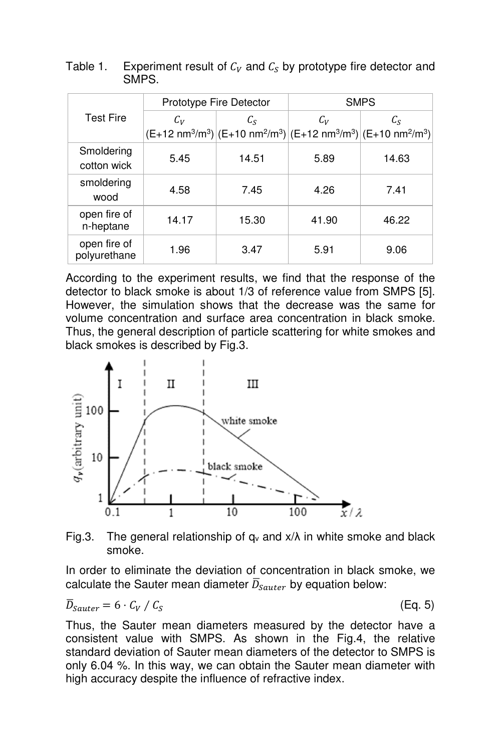Table 1. Experiment result of $C_V$ and $C_S$ by prototype fire detector and SMPS.

| Test Fire | Prototype Fire Detector | | SMPS | |
|---|---|---|---|---|
| | $C_V$ (E+12 nm³/m³) | $C_S$ (E+10 nm²/m³) | $C_V$ (E+12 nm³/m³) | $C_S$ (E+10 nm²/m³) |
| Smoldering cotton wick | 5.45 | 14.51 | 5.89 | 14.63 |
| smoldering wood | 4.58 | 7.45 | 4.26 | 7.41 |
| open fire of n-heptane | 14.17 | 15.30 | 41.90 | 46.22 |
| open fire of polyurethane | 1.96 | 3.47 | 5.91 | 9.06 |

According to the experiment results, we find that the response of the detector to black smoke is about 1/3 of reference value from SMPS [5]. However, the simulation shows that the decrease was the same for volume concentration and surface area concentration in black smoke. Thus, the general description of particle scattering for white smokes and black smokes is described by Fig.3.

Fig.3. The general relationship of $q_v$ and $x/\lambda$ in white smoke and black smoke.

In order to eliminate the deviation of concentration in black smoke, we calculate the Sauter mean diameter $\bar{D}_{Sauter}$ by equation below:

$$\bar{D}_{Sauter} = 6 \cdot C_V \,/\, C_S \qquad \text{(Eq. 5)}$$

Thus, the Sauter mean diameters measured by the detector have a consistent value with SMPS. As shown in the Fig.4, the relative standard deviation of Sauter mean diameters of the detector to SMPS is only 6.04 %. In this way, we can obtain the Sauter mean diameter with high accuracy despite the influence of refractive index.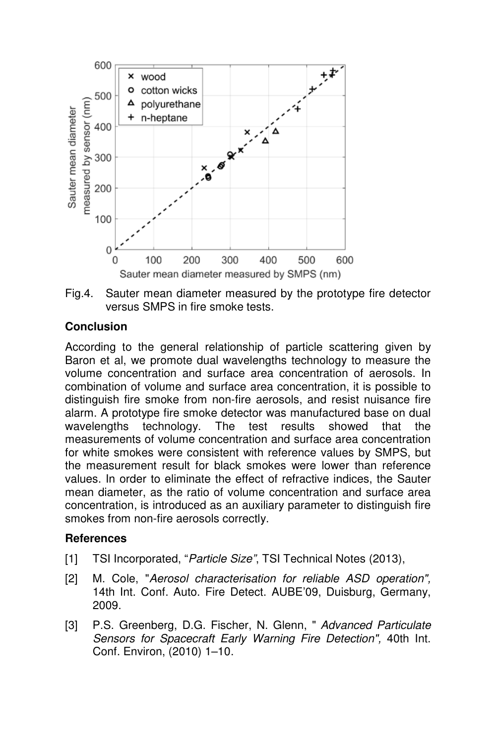Fig.4. Sauter mean diameter measured by the prototype fire detector versus SMPS in fire smoke tests.

## Conclusion

According to the general relationship of particle scattering given by Baron et al, we promote dual wavelengths technology to measure the volume concentration and surface area concentration of aerosols. In combination of volume and surface area concentration, it is possible to distinguish fire smoke from non-fire aerosols, and resist nuisance fire alarm. A prototype fire smoke detector was manufactured base on dual wavelengths technology. The test results showed that the measurements of volume concentration and surface area concentration for white smokes were consistent with reference values by SMPS, but the measurement result for black smokes were lower than reference values. In order to eliminate the effect of refractive indices, the Sauter mean diameter, as the ratio of volume concentration and surface area concentration, is introduced as an auxiliary parameter to distinguish fire smokes from non-fire aerosols correctly.

## References

[1] TSI Incorporated, "*Particle Size*", TSI Technical Notes (2013),

[2] M. Cole, "*Aerosol characterisation for reliable ASD operation",* 14th Int. Conf. Auto. Fire Detect. AUBE'09, Duisburg, Germany, 2009.

[3] P.S. Greenberg, D.G. Fischer, N. Glenn, " *Advanced Particulate Sensors for Spacecraft Early Warning Fire Detection",* 40th Int. Conf. Environ, (2010) 1–10.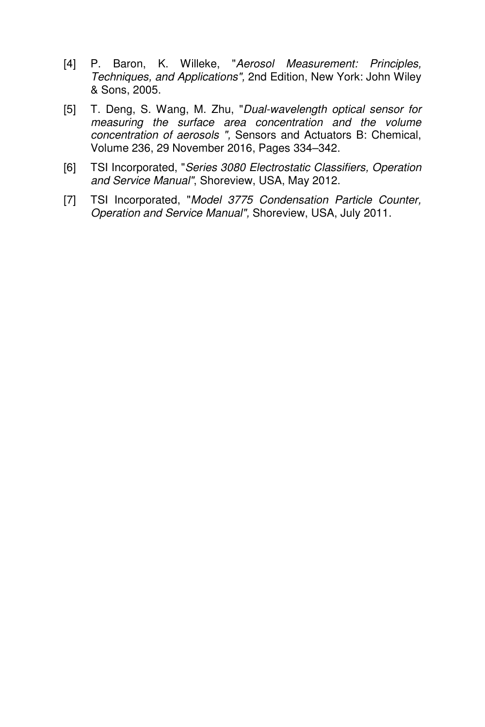[4] P. Baron, K. Willeke, "*Aerosol Measurement: Principles, Techniques, and Applications*", 2nd Edition, New York: John Wiley & Sons, 2005.

[5] T. Deng, S. Wang, M. Zhu, "*Dual-wavelength optical sensor for measuring the surface area concentration and the volume concentration of aerosols* ", Sensors and Actuators B: Chemical, Volume 236, 29 November 2016, Pages 334–342.

[6] TSI Incorporated, "*Series 3080 Electrostatic Classifiers, Operation and Service Manual*", Shoreview, USA, May 2012.

[7] TSI Incorporated, "*Model 3775 Condensation Particle Counter, Operation and Service Manual*", Shoreview, USA, July 2011.